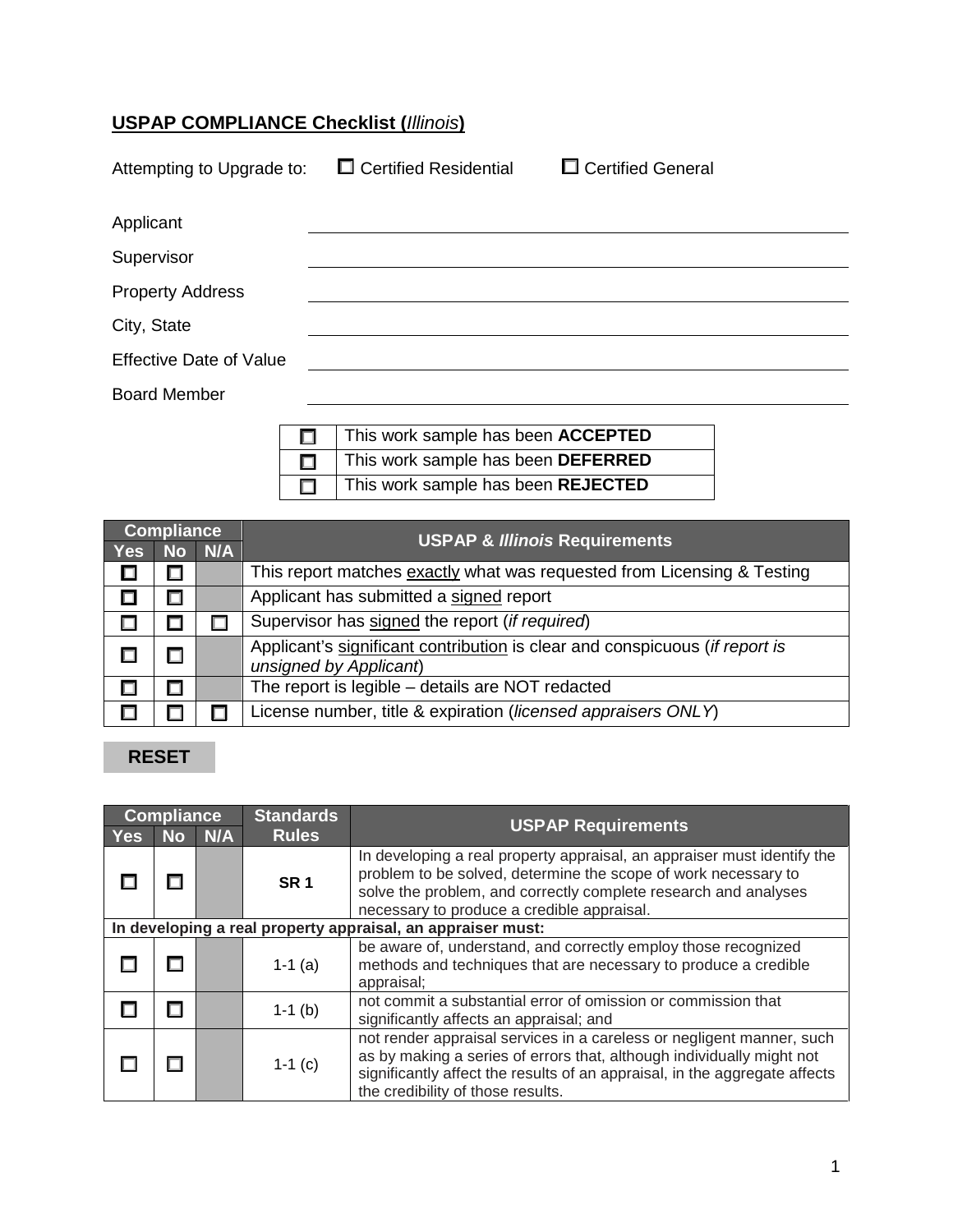## **USPAP COMPLIANCE Checklist (*Illinois*)**

Attempting to Upgrade to: ☐ Certified Residential ☐ Certified General

Applicant ______________________________

Supervisor ______________________________

Property Address ______________________________

City, State ______________________________

Effective Date of Value ______________________________

Board Member ______________________________

| | |
|---|---|
| ☐ | This work sample has been **ACCEPTED** |
| ☐ | This work sample has been **DEFERRED** |
| ☐ | This work sample has been **REJECTED** |

| Compliance | | | USPAP & *Illinois* Requirements |
|---|---|---|---|
| Yes | No | N/A | |
| ☐ | ☐ | | This report matches <u>exactly</u> what was requested from Licensing & Testing |
| ☐ | ☐ | | Applicant has submitted a <u>signed</u> report |
| ☐ | ☐ | ☐ | Supervisor has <u>signed</u> the report (*if required*) |
| ☐ | ☐ | | Applicant's <u>significant contribution</u> is clear and conspicuous (*if report is unsigned by Applicant*) |
| ☐ | ☐ | | The report is legible – details are NOT redacted |
| ☐ | ☐ | ☐ | License number, title & expiration (*licensed appraisers ONLY*) |

**RESET**

| Compliance | | | Standards Rules | USPAP Requirements |
|---|---|---|---|---|
| Yes | No | N/A | | |
| ☐ | ☐ | | **SR 1** | In developing a real property appraisal, an appraiser must identify the problem to be solved, determine the scope of work necessary to solve the problem, and correctly complete research and analyses necessary to produce a credible appraisal. |
| **In developing a real property appraisal, an appraiser must:** | | | | |
| ☐ | ☐ | | 1-1 (a) | be aware of, understand, and correctly employ those recognized methods and techniques that are necessary to produce a credible appraisal; |
| ☐ | ☐ | | 1-1 (b) | not commit a substantial error of omission or commission that significantly affects an appraisal; and |
| ☐ | ☐ | | 1-1 (c) | not render appraisal services in a careless or negligent manner, such as by making a series of errors that, although individually might not significantly affect the results of an appraisal, in the aggregate affects the credibility of those results. |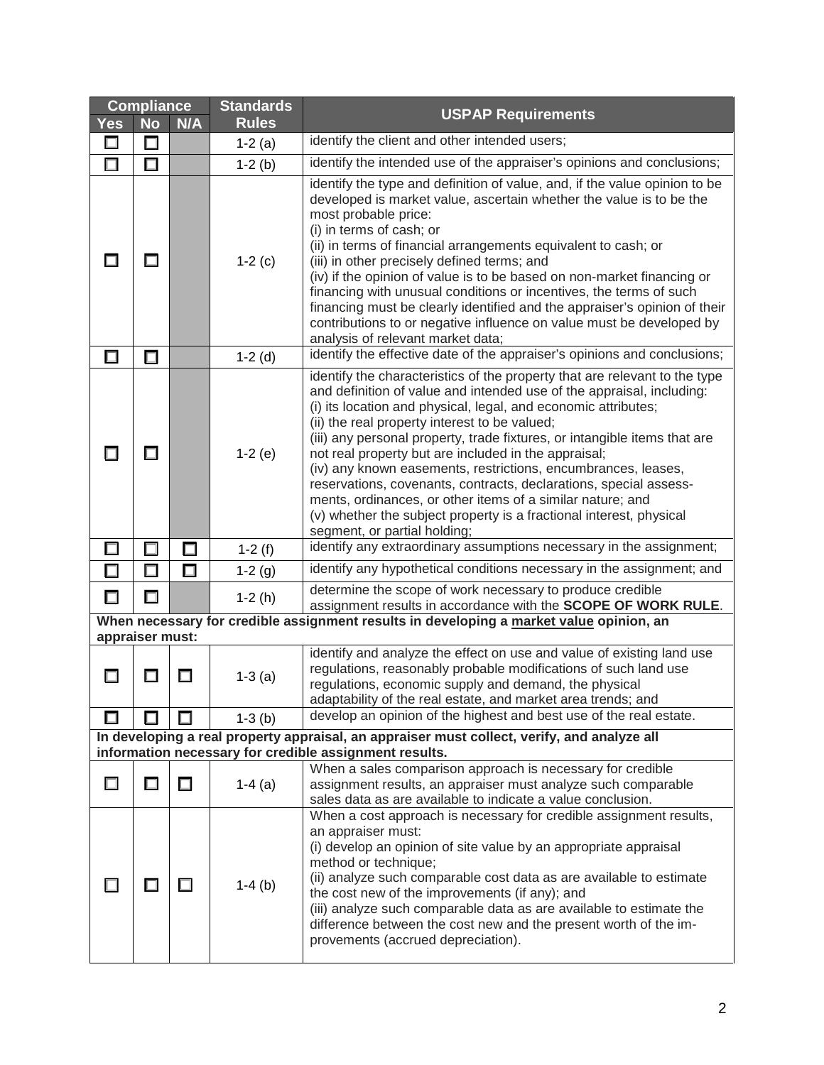| Compliance | | | Standards Rules | USPAP Requirements |
|---|---|---|---|---|
| Yes | No | N/A | | |
| ☐ | ☐ | | 1-2 (a) | identify the client and other intended users; |
| ☐ | ☐ | | 1-2 (b) | identify the intended use of the appraiser's opinions and conclusions; |
| ☐ | ☐ | | 1-2 (c) | identify the type and definition of value, and, if the value opinion to be developed is market value, ascertain whether the value is to be the most probable price:<br>(i) in terms of cash; or<br>(ii) in terms of financial arrangements equivalent to cash; or<br>(iii) in other precisely defined terms; and<br>(iv) if the opinion of value is to be based on non-market financing or financing with unusual conditions or incentives, the terms of such financing must be clearly identified and the appraiser's opinion of their contributions to or negative influence on value must be developed by analysis of relevant market data; |
| ☐ | ☐ | | 1-2 (d) | identify the effective date of the appraiser's opinions and conclusions; |
| ☐ | ☐ | | 1-2 (e) | identify the characteristics of the property that are relevant to the type and definition of value and intended use of the appraisal, including:<br>(i) its location and physical, legal, and economic attributes;<br>(ii) the real property interest to be valued;<br>(iii) any personal property, trade fixtures, or intangible items that are not real property but are included in the appraisal;<br>(iv) any known easements, restrictions, encumbrances, leases, reservations, covenants, contracts, declarations, special assessments, ordinances, or other items of a similar nature; and<br>(v) whether the subject property is a fractional interest, physical segment, or partial holding; |
| ☐ | ☐ | ☐ | 1-2 (f) | identify any extraordinary assumptions necessary in the assignment; |
| ☐ | ☐ | ☐ | 1-2 (g) | identify any hypothetical conditions necessary in the assignment; and |
| ☐ | ☐ | | 1-2 (h) | determine the scope of work necessary to produce credible assignment results in accordance with the **SCOPE OF WORK RULE**. |
| **When necessary for credible assignment results in developing a <u>market value</u> opinion, an appraiser must:** | | | | |
| ☐ | ☐ | ☐ | 1-3 (a) | identify and analyze the effect on use and value of existing land use regulations, reasonably probable modifications of such land use regulations, economic supply and demand, the physical adaptability of the real estate, and market area trends; and |
| ☐ | ☐ | ☐ | 1-3 (b) | develop an opinion of the highest and best use of the real estate. |
| **In developing a real property appraisal, an appraiser must collect, verify, and analyze all information necessary for credible assignment results.** | | | | |
| ☐ | ☐ | ☐ | 1-4 (a) | When a sales comparison approach is necessary for credible assignment results, an appraiser must analyze such comparable sales data as are available to indicate a value conclusion. |
| ☐ | ☐ | ☐ | 1-4 (b) | When a cost approach is necessary for credible assignment results, an appraiser must:<br>(i) develop an opinion of site value by an appropriate appraisal method or technique;<br>(ii) analyze such comparable cost data as are available to estimate the cost new of the improvements (if any); and<br>(iii) analyze such comparable data as are available to estimate the difference between the cost new and the present worth of the improvements (accrued depreciation). |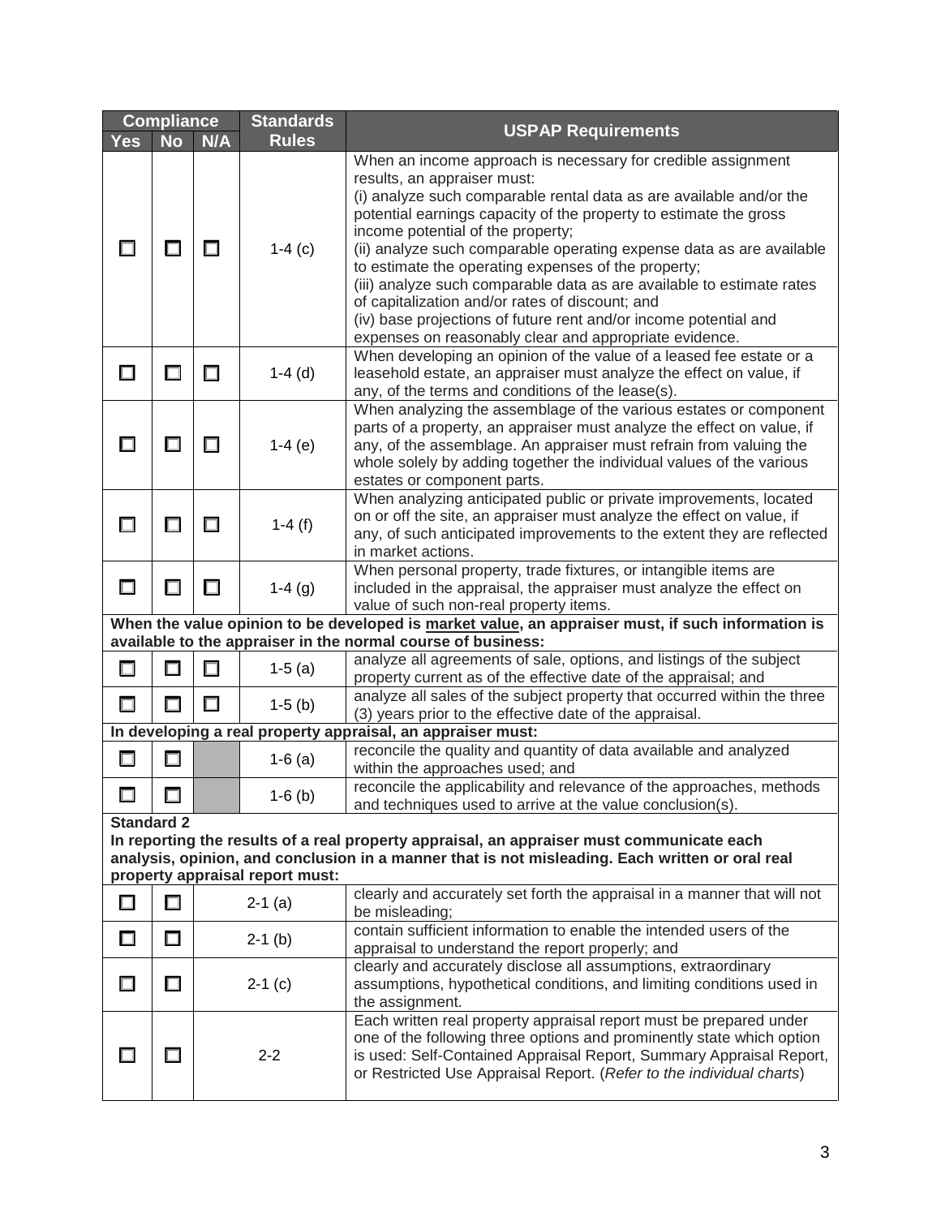| Compliance | | | Standards Rules | USPAP Requirements |
|---|---|---|---|---|
| Yes | No | N/A | | |
| ☐ | ☐ | ☐ | 1-4 (c) | When an income approach is necessary for credible assignment results, an appraiser must:<br>(i) analyze such comparable rental data as are available and/or the potential earnings capacity of the property to estimate the gross income potential of the property;<br>(ii) analyze such comparable operating expense data as are available to estimate the operating expenses of the property;<br>(iii) analyze such comparable data as are available to estimate rates of capitalization and/or rates of discount; and<br>(iv) base projections of future rent and/or income potential and expenses on reasonably clear and appropriate evidence. |
| ☐ | ☐ | ☐ | 1-4 (d) | When developing an opinion of the value of a leased fee estate or a leasehold estate, an appraiser must analyze the effect on value, if any, of the terms and conditions of the lease(s). |
| ☐ | ☐ | ☐ | 1-4 (e) | When analyzing the assemblage of the various estates or component parts of a property, an appraiser must analyze the effect on value, if any, of the assemblage. An appraiser must refrain from valuing the whole solely by adding together the individual values of the various estates or component parts. |
| ☐ | ☐ | ☐ | 1-4 (f) | When analyzing anticipated public or private improvements, located on or off the site, an appraiser must analyze the effect on value, if any, of such anticipated improvements to the extent they are reflected in market actions. |
| ☐ | ☐ | ☐ | 1-4 (g) | When personal property, trade fixtures, or intangible items are included in the appraisal, the appraiser must analyze the effect on value of such non-real property items. |
| **When the value opinion to be developed is <u>market value</u>, an appraiser must, if such information is available to the appraiser in the normal course of business:** | | | | |
| ☐ | ☐ | ☐ | 1-5 (a) | analyze all agreements of sale, options, and listings of the subject property current as of the effective date of the appraisal; and |
| ☐ | ☐ | ☐ | 1-5 (b) | analyze all sales of the subject property that occurred within the three (3) years prior to the effective date of the appraisal. |
| **In developing a real property appraisal, an appraiser must:** | | | | |
| ☐ | ☐ | | 1-6 (a) | reconcile the quality and quantity of data available and analyzed within the approaches used; and |
| ☐ | ☐ | | 1-6 (b) | reconcile the applicability and relevance of the approaches, methods and techniques used to arrive at the value conclusion(s). |
| **Standard 2**<br>**In reporting the results of a real property appraisal, an appraiser must communicate each analysis, opinion, and conclusion in a manner that is not misleading. Each written or oral real property appraisal report must:** | | | | |
| ☐ | ☐ | | 2-1 (a) | clearly and accurately set forth the appraisal in a manner that will not be misleading; |
| ☐ | ☐ | | 2-1 (b) | contain sufficient information to enable the intended users of the appraisal to understand the report properly; and |
| ☐ | ☐ | | 2-1 (c) | clearly and accurately disclose all assumptions, extraordinary assumptions, hypothetical conditions, and limiting conditions used in the assignment. |
| ☐ | ☐ | | 2-2 | Each written real property appraisal report must be prepared under one of the following three options and prominently state which option is used: Self-Contained Appraisal Report, Summary Appraisal Report, or Restricted Use Appraisal Report. (*Refer to the individual charts*) |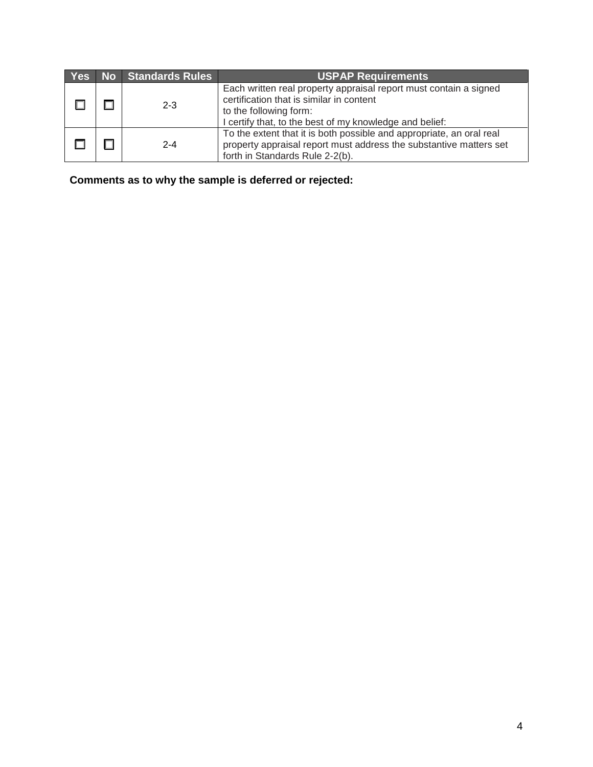| Yes | No | Standards Rules | USPAP Requirements |
|---|---|---|---|
| ☐ | ☐ | 2-3 | Each written real property appraisal report must contain a signed certification that is similar in content to the following form: I certify that, to the best of my knowledge and belief: |
| ☐ | ☐ | 2-4 | To the extent that it is both possible and appropriate, an oral real property appraisal report must address the substantive matters set forth in Standards Rule 2-2(b). |

**Comments as to why the sample is deferred or rejected:**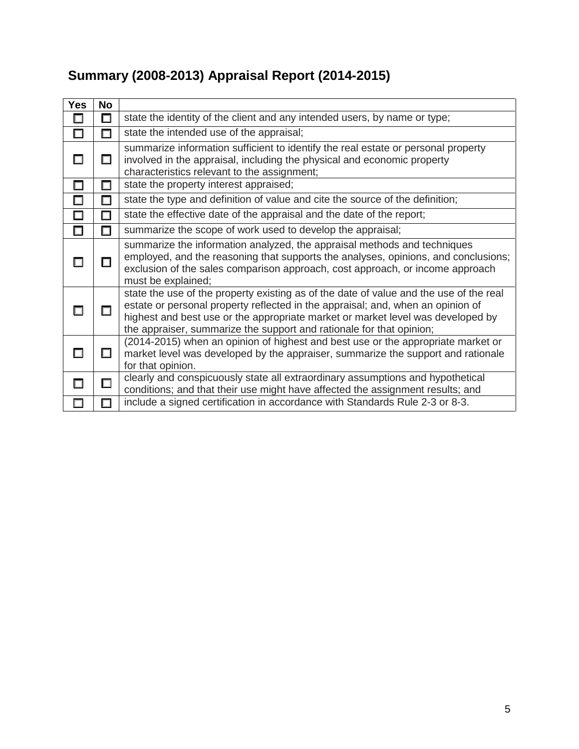## Summary (2008-2013) Appraisal Report (2014-2015)

| Yes | No | |
|---|---|---|
| ☐ | ☐ | state the identity of the client and any intended users, by name or type; |
| ☐ | ☐ | state the intended use of the appraisal; |
| ☐ | ☐ | summarize information sufficient to identify the real estate or personal property involved in the appraisal, including the physical and economic property characteristics relevant to the assignment; |
| ☐ | ☐ | state the property interest appraised; |
| ☐ | ☐ | state the type and definition of value and cite the source of the definition; |
| ☐ | ☐ | state the effective date of the appraisal and the date of the report; |
| ☐ | ☐ | summarize the scope of work used to develop the appraisal; |
| ☐ | ☐ | summarize the information analyzed, the appraisal methods and techniques employed, and the reasoning that supports the analyses, opinions, and conclusions; exclusion of the sales comparison approach, cost approach, or income approach must be explained; |
| ☐ | ☐ | state the use of the property existing as of the date of value and the use of the real estate or personal property reflected in the appraisal; and, when an opinion of highest and best use or the appropriate market or market level was developed by the appraiser, summarize the support and rationale for that opinion; |
| ☐ | ☐ | (2014-2015) when an opinion of highest and best use or the appropriate market or market level was developed by the appraiser, summarize the support and rationale for that opinion. |
| ☐ | ☐ | clearly and conspicuously state all extraordinary assumptions and hypothetical conditions; and that their use might have affected the assignment results; and |
| ☐ | ☐ | include a signed certification in accordance with Standards Rule 2-3 or 8-3. |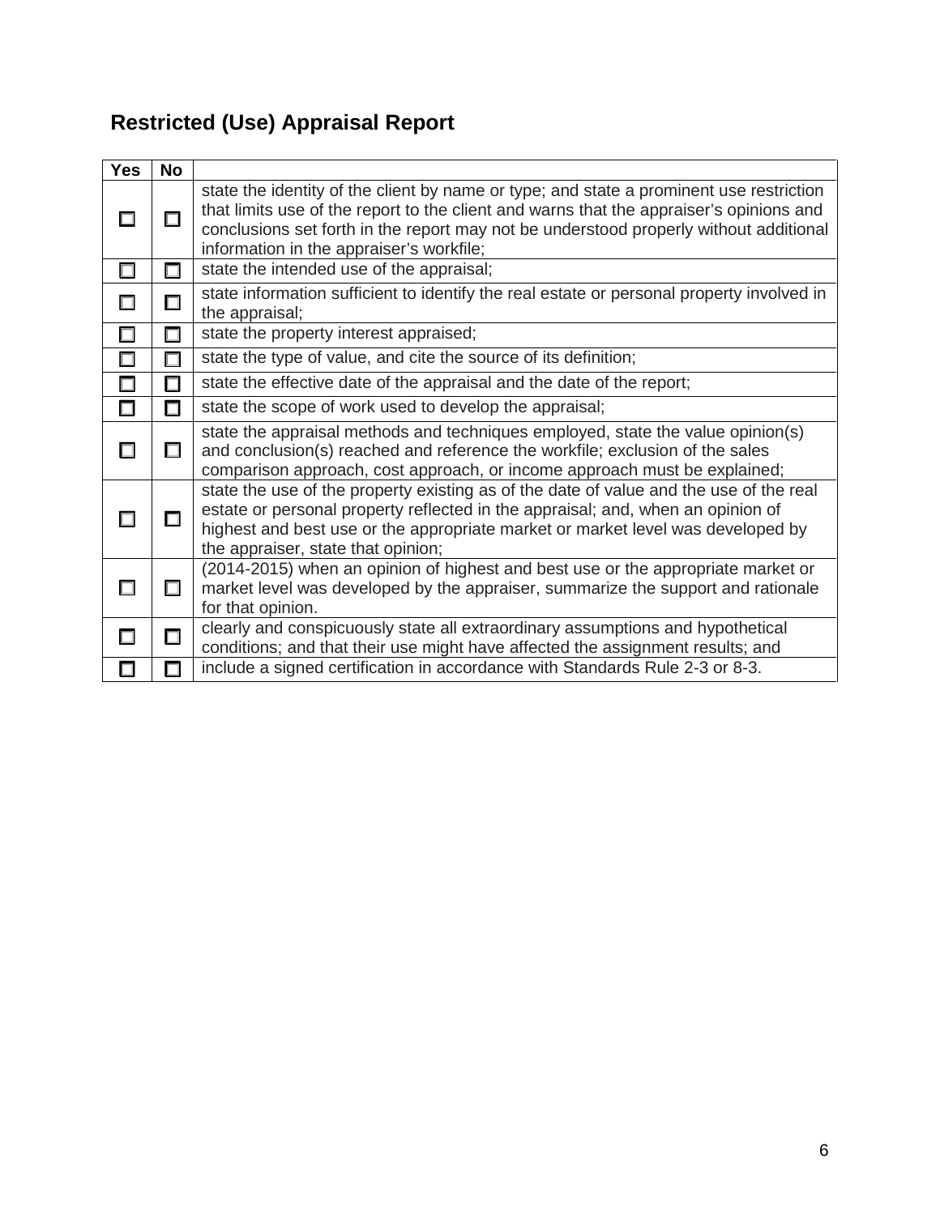## Restricted (Use) Appraisal Report

| Yes | No | |
|---|---|---|
| ☐ | ☐ | state the identity of the client by name or type; and state a prominent use restriction that limits use of the report to the client and warns that the appraiser's opinions and conclusions set forth in the report may not be understood properly without additional information in the appraiser's workfile; |
| ☐ | ☐ | state the intended use of the appraisal; |
| ☐ | ☐ | state information sufficient to identify the real estate or personal property involved in the appraisal; |
| ☐ | ☐ | state the property interest appraised; |
| ☐ | ☐ | state the type of value, and cite the source of its definition; |
| ☐ | ☐ | state the effective date of the appraisal and the date of the report; |
| ☐ | ☐ | state the scope of work used to develop the appraisal; |
| ☐ | ☐ | state the appraisal methods and techniques employed, state the value opinion(s) and conclusion(s) reached and reference the workfile; exclusion of the sales comparison approach, cost approach, or income approach must be explained; |
| ☐ | ☐ | state the use of the property existing as of the date of value and the use of the real estate or personal property reflected in the appraisal; and, when an opinion of highest and best use or the appropriate market or market level was developed by the appraiser, state that opinion; |
| ☐ | ☐ | (2014-2015) when an opinion of highest and best use or the appropriate market or market level was developed by the appraiser, summarize the support and rationale for that opinion. |
| ☐ | ☐ | clearly and conspicuously state all extraordinary assumptions and hypothetical conditions; and that their use might have affected the assignment results; and |
| ☐ | ☐ | include a signed certification in accordance with Standards Rule 2-3 or 8-3. |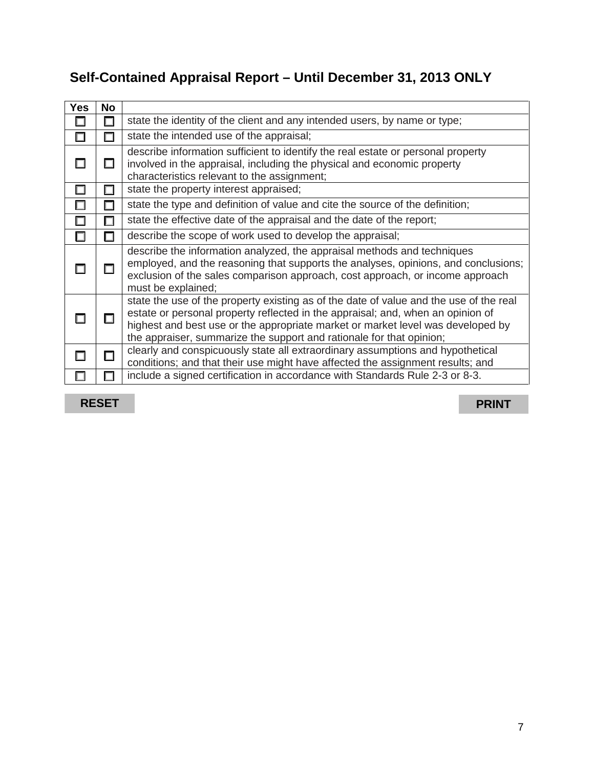## Self-Contained Appraisal Report – Until December 31, 2013 ONLY

| Yes | No | |
|---|---|---|
| ☐ | ☐ | state the identity of the client and any intended users, by name or type; |
| ☐ | ☐ | state the intended use of the appraisal; |
| ☐ | ☐ | describe information sufficient to identify the real estate or personal property involved in the appraisal, including the physical and economic property characteristics relevant to the assignment; |
| ☐ | ☐ | state the property interest appraised; |
| ☐ | ☐ | state the type and definition of value and cite the source of the definition; |
| ☐ | ☐ | state the effective date of the appraisal and the date of the report; |
| ☐ | ☐ | describe the scope of work used to develop the appraisal; |
| ☐ | ☐ | describe the information analyzed, the appraisal methods and techniques employed, and the reasoning that supports the analyses, opinions, and conclusions; exclusion of the sales comparison approach, cost approach, or income approach must be explained; |
| ☐ | ☐ | state the use of the property existing as of the date of value and the use of the real estate or personal property reflected in the appraisal; and, when an opinion of highest and best use or the appropriate market or market level was developed by the appraiser, summarize the support and rationale for that opinion; |
| ☐ | ☐ | clearly and conspicuously state all extraordinary assumptions and hypothetical conditions; and that their use might have affected the assignment results; and |
| ☐ | ☐ | include a signed certification in accordance with Standards Rule 2-3 or 8-3. |

RESET

PRINT